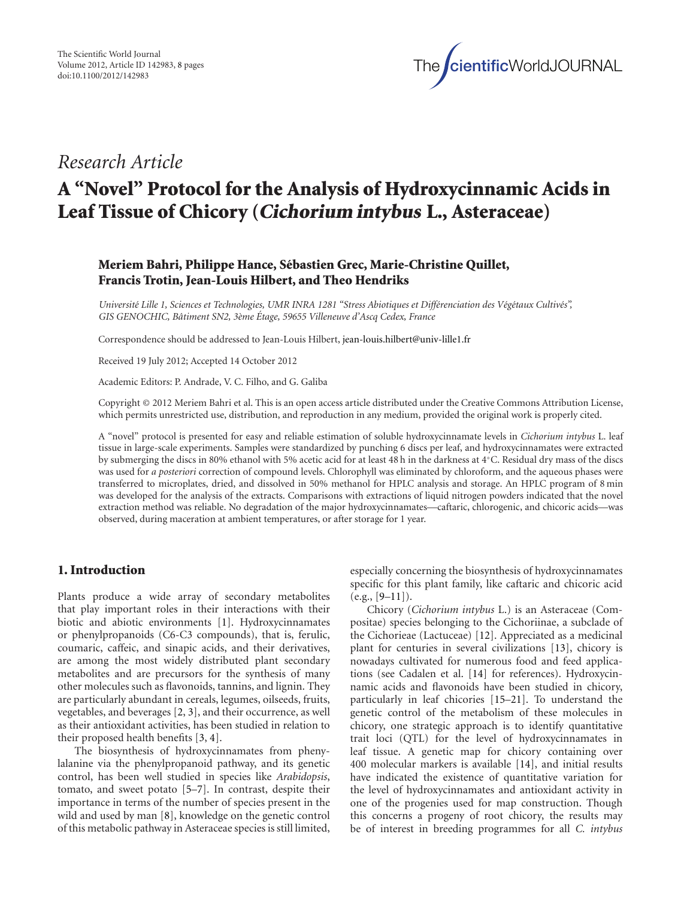*Research Article*

# A "Novel" Protocol for the Analysis of Hydroxycinnamic Acids in Leaf Tissue of Chicory (*Cichorium intybus* L., Asteraceae)

**Meriem Bahri, Philippe Hance, Sébastien Grec, Marie-Christine Quillet, Francis Trotin, Jean-Louis Hilbert, and Theo Hendriks**

*Université Lille 1, Sciences et Technologies, UMR INRA 1281 "Stress Abiotiques et Différenciation des Végétaux Cultivés", GIS GENOCHIC, Bâtiment SN2, 3ème Étage, 59655 Villeneuve d'Ascq Cedex, France*

Correspondence should be addressed to Jean-Louis Hilbert, jean-louis.hilbert@univ-lille1.fr

Received 19 July 2012; Accepted 14 October 2012

Academic Editors: P. Andrade, V. C. Filho, and G. Galiba

Copyright © 2012 Meriem Bahri et al. This is an open access article distributed under the Creative Commons Attribution License, which permits unrestricted use, distribution, and reproduction in any medium, provided the original work is properly cited.

A "novel" protocol is presented for easy and reliable estimation of soluble hydroxycinnamate levels in *Cichorium intybus* L. leaf tissue in large-scale experiments. Samples were standardized by punching 6 discs per leaf, and hydroxycinnamates were extracted by submerging the discs in 80% ethanol with 5% acetic acid for at least 48 h in the darkness at 4°C. Residual dry mass of the discs was used for *a posteriori* correction of compound levels. Chlorophyll was eliminated by chloroform, and the aqueous phases were transferred to microplates, dried, and dissolved in 50% methanol for HPLC analysis and storage. An HPLC program of 8 min was developed for the analysis of the extracts. Comparisons with extractions of liquid nitrogen powders indicated that the novel extraction method was reliable. No degradation of the major hydroxycinnamates—caftaric, chlorogenic, and chicoric acids—was observed, during maceration at ambient temperatures, or after storage for 1 year.

## 1. Introduction

Plants produce a wide array of secondary metabolites that play important roles in their interactions with their biotic and abiotic environments [1]. Hydroxycinnamates or phenylpropanoids (C6-C3 compounds), that is, ferulic, coumaric, caffeic, and sinapic acids, and their derivatives, are among the most widely distributed plant secondary metabolites and are precursors for the synthesis of many other molecules such as flavonoids, tannins, and lignin. They are particularly abundant in cereals, legumes, oilseeds, fruits, vegetables, and beverages [2, 3], and their occurrence, as well as their antioxidant activities, has been studied in relation to their proposed health benefits [3, 4].

The biosynthesis of hydroxycinnamates from phenylalanine via the phenylpropanoid pathway, and its genetic control, has been well studied in species like *Arabidopsis*, tomato, and sweet potato [5–7]. In contrast, despite their importance in terms of the number of species present in the wild and used by man [8], knowledge on the genetic control of this metabolic pathway in Asteraceae species is still limited, especially concerning the biosynthesis of hydroxycinnamates specific for this plant family, like caftaric and chicoric acid (e.g., [9–11]).

Chicory (*Cichorium intybus* L.) is an Asteraceae (Compositae) species belonging to the Cichoriinae, a subclade of the Cichorieae (Lactuceae) [12]. Appreciated as a medicinal plant for centuries in several civilizations [13], chicory is nowadays cultivated for numerous food and feed applications (see Cadalen et al. [14] for references). Hydroxycinnamic acids and flavonoids have been studied in chicory, particularly in leaf chicories [15–21]. To understand the genetic control of the metabolism of these molecules in chicory, one strategic approach is to identify quantitative trait loci (QTL) for the level of hydroxycinnamates in leaf tissue. A genetic map for chicory containing over 400 molecular markers is available [14], and initial results have indicated the existence of quantitative variation for the level of hydroxycinnamates and antioxidant activity in one of the progenies used for map construction. Though this concerns a progeny of root chicory, the results may be of interest in breeding programmes for all *C. intybus*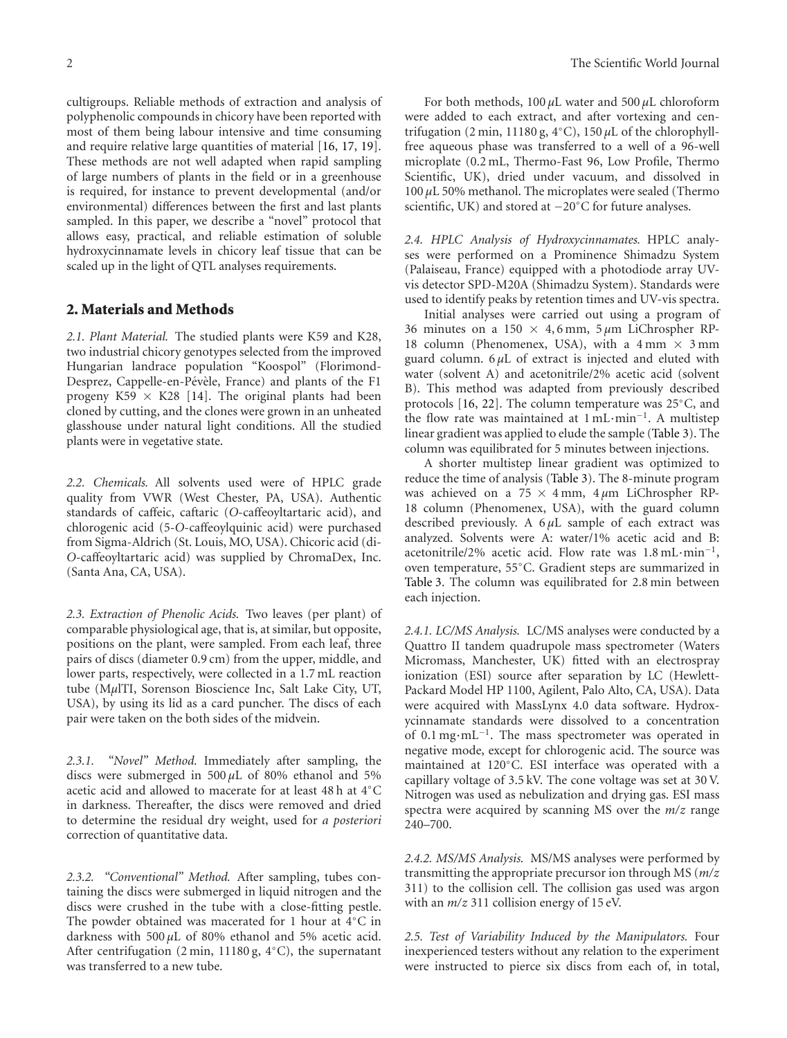cultigroups. Reliable methods of extraction and analysis of polyphenolic compounds in chicory have been reported with most of them being labour intensive and time consuming and require relative large quantities of material [16, 17, 19]. These methods are not well adapted when rapid sampling of large numbers of plants in the field or in a greenhouse is required, for instance to prevent developmental (and/or environmental) differences between the first and last plants sampled. In this paper, we describe a "novel" protocol that allows easy, practical, and reliable estimation of soluble hydroxycinnamate levels in chicory leaf tissue that can be scaled up in the light of QTL analyses requirements.

## 2. Materials and Methods

*2.1. Plant Material.* The studied plants were K59 and K28, two industrial chicory genotypes selected from the improved Hungarian landrace population "Koospol" (Florimond-Desprez, Cappelle-en-Pévèle, France) and plants of the F1 progeny K59 × K28 [14]. The original plants had been cloned by cutting, and the clones were grown in an unheated glasshouse under natural light conditions. All the studied plants were in vegetative state.

*2.2. Chemicals.* All solvents used were of HPLC grade quality from VWR (West Chester, PA, USA). Authentic standards of caffeic, caftaric (*O*-caffeoyltartaric acid), and chlorogenic acid (5-*O*-caffeoylquinic acid) were purchased from Sigma-Aldrich (St. Louis, MO, USA). Chicoric acid (di-*O*-caffeoyltartaric acid) was supplied by ChromaDex, Inc. (Santa Ana, CA, USA).

*2.3. Extraction of Phenolic Acids.* Two leaves (per plant) of comparable physiological age, that is, at similar, but opposite, positions on the plant, were sampled. From each leaf, three pairs of discs (diameter 0.9 cm) from the upper, middle, and lower parts, respectively, were collected in a 1.7 mL reaction tube (MμlTI, Sorenson Bioscience Inc, Salt Lake City, UT, USA), by using its lid as a card puncher. The discs of each pair were taken on the both sides of the midvein.

*2.3.1. "Novel" Method.* Immediately after sampling, the discs were submerged in 500 μL of 80% ethanol and 5% acetic acid and allowed to macerate for at least 48 h at 4°C in darkness. Thereafter, the discs were removed and dried to determine the residual dry weight, used for *a posteriori* correction of quantitative data.

*2.3.2. "Conventional" Method.* After sampling, tubes containing the discs were submerged in liquid nitrogen and the discs were crushed in the tube with a close-fitting pestle. The powder obtained was macerated for 1 hour at 4°C in darkness with 500 μL of 80% ethanol and 5% acetic acid. After centrifugation (2 min, 11180 g, 4°C), the supernatant was transferred to a new tube.

For both methods, 100 μL water and 500 μL chloroform were added to each extract, and after vortexing and centrifugation (2 min, 11180 g, 4°C), 150 μL of the chlorophyll-free aqueous phase was transferred to a well of a 96-well microplate (0.2 mL, Thermo-Fast 96, Low Profile, Thermo Scientific, UK), dried under vacuum, and dissolved in 100 μL 50% methanol. The microplates were sealed (Thermo scientific, UK) and stored at −20°C for future analyses.

*2.4. HPLC Analysis of Hydroxycinnamates.* HPLC analyses were performed on a Prominence Shimadzu System (Palaiseau, France) equipped with a photodiode array UV-vis detector SPD-M20A (Shimadzu System). Standards were used to identify peaks by retention times and UV-vis spectra.

Initial analyses were carried out using a program of 36 minutes on a 150 × 4, 6 mm, 5 μm LiChrospher RP-18 column (Phenomenex, USA), with a 4 mm × 3 mm guard column. 6 μL of extract is injected and eluted with water (solvent A) and acetonitrile/2% acetic acid (solvent B). This method was adapted from previously described protocols [16, 22]. The column temperature was 25°C, and the flow rate was maintained at $1\,\mathrm{mL\cdot min^{-1}}$. A multistep linear gradient was applied to elude the sample (Table 3). The column was equilibrated for 5 minutes between injections.

A shorter multistep linear gradient was optimized to reduce the time of analysis (Table 3). The 8-minute program was achieved on a 75 × 4 mm, 4 μm LiChrospher RP-18 column (Phenomenex, USA), with the guard column described previously. A 6 μL sample of each extract was analyzed. Solvents were A: water/1% acetic acid and B: acetonitrile/2% acetic acid. Flow rate was $1.8\,\mathrm{mL\cdot min^{-1}}$, oven temperature, 55°C. Gradient steps are summarized in Table 3. The column was equilibrated for 2.8 min between each injection.

*2.4.1. LC/MS Analysis.* LC/MS analyses were conducted by a Quattro II tandem quadrupole mass spectrometer (Waters Micromass, Manchester, UK) fitted with an electrospray ionization (ESI) source after separation by LC (Hewlett-Packard Model HP 1100, Agilent, Palo Alto, CA, USA). Data were acquired with MassLynx 4.0 data software. Hydroxycinnamate standards were dissolved to a concentration of $0.1\,\mathrm{mg\cdot mL^{-1}}$. The mass spectrometer was operated in negative mode, except for chlorogenic acid. The source was maintained at 120°C. ESI interface was operated with a capillary voltage of 3.5 kV. The cone voltage was set at 30 V. Nitrogen was used as nebulization and drying gas. ESI mass spectra were acquired by scanning MS over the $m/z$ range 240–700.

*2.4.2. MS/MS Analysis.* MS/MS analyses were performed by transmitting the appropriate precursor ion through MS ($m/z$ 311) to the collision cell. The collision gas used was argon with an $m/z$ 311 collision energy of 15 eV.

*2.5. Test of Variability Induced by the Manipulators.* Four inexperienced testers without any relation to the experiment were instructed to pierce six discs from each of, in total,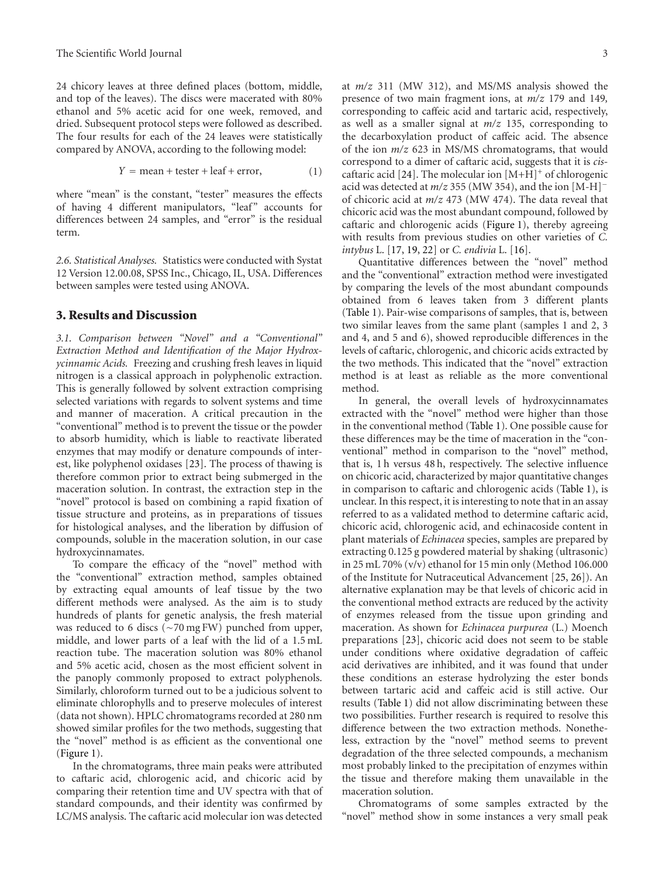24 chicory leaves at three defined places (bottom, middle, and top of the leaves). The discs were macerated with 80% ethanol and 5% acetic acid for one week, removed, and dried. Subsequent protocol steps were followed as described. The four results for each of the 24 leaves were statistically compared by ANOVA, according to the following model:

$$Y = \text{mean} + \text{tester} + \text{leaf} + \text{error}, \tag{1}$$

where "mean" is the constant, "tester" measures the effects of having 4 different manipulators, "leaf" accounts for differences between 24 samples, and "error" is the residual term.

*2.6. Statistical Analyses.* Statistics were conducted with Systat 12 Version 12.00.08, SPSS Inc., Chicago, IL, USA. Differences between samples were tested using ANOVA.

## 3. Results and Discussion

*3.1. Comparison between "Novel" and a "Conventional" Extraction Method and Identification of the Major Hydroxycinnamic Acids.* Freezing and crushing fresh leaves in liquid nitrogen is a classical approach in polyphenolic extraction. This is generally followed by solvent extraction comprising selected variations with regards to solvent systems and time and manner of maceration. A critical precaution in the "conventional" method is to prevent the tissue or the powder to absorb humidity, which is liable to reactivate liberated enzymes that may modify or denature compounds of interest, like polyphenol oxidases [23]. The process of thawing is therefore common prior to extract being submerged in the maceration solution. In contrast, the extraction step in the "novel" protocol is based on combining a rapid fixation of tissue structure and proteins, as in preparations of tissues for histological analyses, and the liberation by diffusion of compounds, soluble in the maceration solution, in our case hydroxycinnamates.

To compare the efficacy of the "novel" method with the "conventional" extraction method, samples obtained by extracting equal amounts of leaf tissue by the two different methods were analysed. As the aim is to study hundreds of plants for genetic analysis, the fresh material was reduced to 6 discs (~70 mg FW) punched from upper, middle, and lower parts of a leaf with the lid of a 1.5 mL reaction tube. The maceration solution was 80% ethanol and 5% acetic acid, chosen as the most efficient solvent in the panoply commonly proposed to extract polyphenols. Similarly, chloroform turned out to be a judicious solvent to eliminate chlorophylls and to preserve molecules of interest (data not shown). HPLC chromatograms recorded at 280 nm showed similar profiles for the two methods, suggesting that the "novel" method is as efficient as the conventional one (Figure 1).

In the chromatograms, three main peaks were attributed to caftaric acid, chlorogenic acid, and chicoric acid by comparing their retention time and UV spectra with that of standard compounds, and their identity was confirmed by LC/MS analysis. The caftaric acid molecular ion was detected at $m/z$ 311 (MW 312), and MS/MS analysis showed the presence of two main fragment ions, at $m/z$ 179 and 149, corresponding to caffeic acid and tartaric acid, respectively, as well as a smaller signal at $m/z$ 135, corresponding to the decarboxylation product of caffeic acid. The absence of the ion $m/z$ 623 in MS/MS chromatograms, that would correspond to a dimer of caftaric acid, suggests that it is *cis*-caftaric acid [24]. The molecular ion $[M+H]^+$ of chlorogenic acid was detected at $m/z$ 355 (MW 354), and the ion $[M\text{-}H]^-$ of chicoric acid at $m/z$ 473 (MW 474). The data reveal that chicoric acid was the most abundant compound, followed by caftaric and chlorogenic acids (Figure 1), thereby agreeing with results from previous studies on other varieties of *C. intybus* L. [17, 19, 22] or *C. endivia* L. [16].

Quantitative differences between the "novel" method and the "conventional" extraction method were investigated by comparing the levels of the most abundant compounds obtained from 6 leaves taken from 3 different plants (Table 1). Pair-wise comparisons of samples, that is, between two similar leaves from the same plant (samples 1 and 2, 3 and 4, and 5 and 6), showed reproducible differences in the levels of caftaric, chlorogenic, and chicoric acids extracted by the two methods. This indicated that the "novel" extraction method is at least as reliable as the more conventional method.

In general, the overall levels of hydroxycinnamates extracted with the "novel" method were higher than those in the conventional method (Table 1). One possible cause for these differences may be the time of maceration in the "conventional" method in comparison to the "novel" method, that is, 1 h versus 48 h, respectively. The selective influence on chicoric acid, characterized by major quantitative changes in comparison to caftaric and chlorogenic acids (Table 1), is unclear. In this respect, it is interesting to note that in an assay referred to as a validated method to determine caftaric acid, chicoric acid, chlorogenic acid, and echinacoside content in plant materials of *Echinacea* species, samples are prepared by extracting 0.125 g powdered material by shaking (ultrasonic) in 25 mL 70% (v/v) ethanol for 15 min only (Method 106.000 of the Institute for Nutraceutical Advancement [25, 26]). An alternative explanation may be that levels of chicoric acid in the conventional method extracts are reduced by the activity of enzymes released from the tissue upon grinding and maceration. As shown for *Echinacea purpurea* (L.) Moench preparations [23], chicoric acid does not seem to be stable under conditions where oxidative degradation of caffeic acid derivatives are inhibited, and it was found that under these conditions an esterase hydrolyzing the ester bonds between tartaric acid and caffeic acid is still active. Our results (Table 1) did not allow discriminating between these two possibilities. Further research is required to resolve this difference between the two extraction methods. Nonetheless, extraction by the "novel" method seems to prevent degradation of the three selected compounds, a mechanism most probably linked to the precipitation of enzymes within the tissue and therefore making them unavailable in the maceration solution.

Chromatograms of some samples extracted by the "novel" method show in some instances a very small peak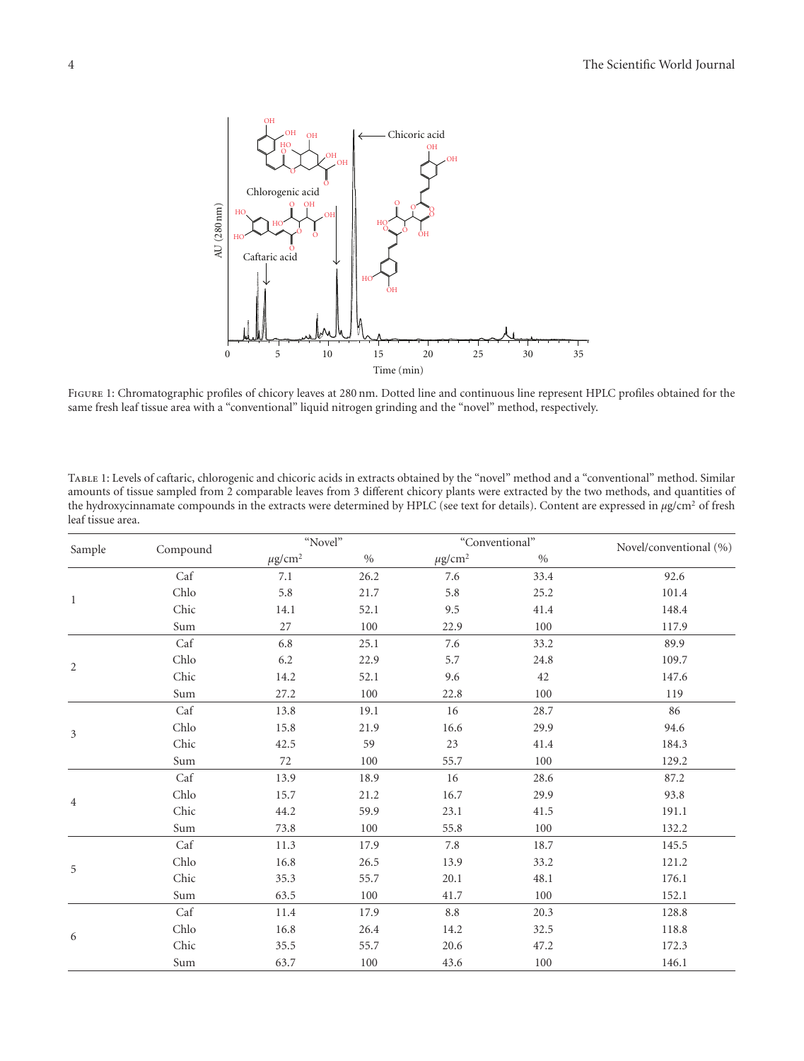Figure 1: Chromatographic profiles of chicory leaves at 280 nm. Dotted line and continuous line represent HPLC profiles obtained for the same fresh leaf tissue area with a "conventional" liquid nitrogen grinding and the "novel" method, respectively.

Table 1: Levels of caftaric, chlorogenic and chicoric acids in extracts obtained by the "novel" method and a "conventional" method. Similar amounts of tissue sampled from 2 comparable leaves from 3 different chicory plants were extracted by the two methods, and quantities of the hydroxycinnamate compounds in the extracts were determined by HPLC (see text for details). Content are expressed in $\mu$g/cm$^2$ of fresh leaf tissue area.

| Sample | Compound | "Novel" | | "Conventional" | | Novel/conventional (%) |
|---|---|---|---|---|---|---|
| | | $\mu$g/cm$^2$ | % | $\mu$g/cm$^2$ | % | |
| 1 | Caf | 7.1 | 26.2 | 7.6 | 33.4 | 92.6 |
| | Chlo | 5.8 | 21.7 | 5.8 | 25.2 | 101.4 |
| | Chic | 14.1 | 52.1 | 9.5 | 41.4 | 148.4 |
| | Sum | 27 | 100 | 22.9 | 100 | 117.9 |
| 2 | Caf | 6.8 | 25.1 | 7.6 | 33.2 | 89.9 |
| | Chlo | 6.2 | 22.9 | 5.7 | 24.8 | 109.7 |
| | Chic | 14.2 | 52.1 | 9.6 | 42 | 147.6 |
| | Sum | 27.2 | 100 | 22.8 | 100 | 119 |
| 3 | Caf | 13.8 | 19.1 | 16 | 28.7 | 86 |
| | Chlo | 15.8 | 21.9 | 16.6 | 29.9 | 94.6 |
| | Chic | 42.5 | 59 | 23 | 41.4 | 184.3 |
| | Sum | 72 | 100 | 55.7 | 100 | 129.2 |
| 4 | Caf | 13.9 | 18.9 | 16 | 28.6 | 87.2 |
| | Chlo | 15.7 | 21.2 | 16.7 | 29.9 | 93.8 |
| | Chic | 44.2 | 59.9 | 23.1 | 41.5 | 191.1 |
| | Sum | 73.8 | 100 | 55.8 | 100 | 132.2 |
| 5 | Caf | 11.3 | 17.9 | 7.8 | 18.7 | 145.5 |
| | Chlo | 16.8 | 26.5 | 13.9 | 33.2 | 121.2 |
| | Chic | 35.3 | 55.7 | 20.1 | 48.1 | 176.1 |
| | Sum | 63.5 | 100 | 41.7 | 100 | 152.1 |
| 6 | Caf | 11.4 | 17.9 | 8.8 | 20.3 | 128.8 |
| | Chlo | 16.8 | 26.4 | 14.2 | 32.5 | 118.8 |
| | Chic | 35.5 | 55.7 | 20.6 | 47.2 | 172.3 |
| | Sum | 63.7 | 100 | 43.6 | 100 | 146.1 |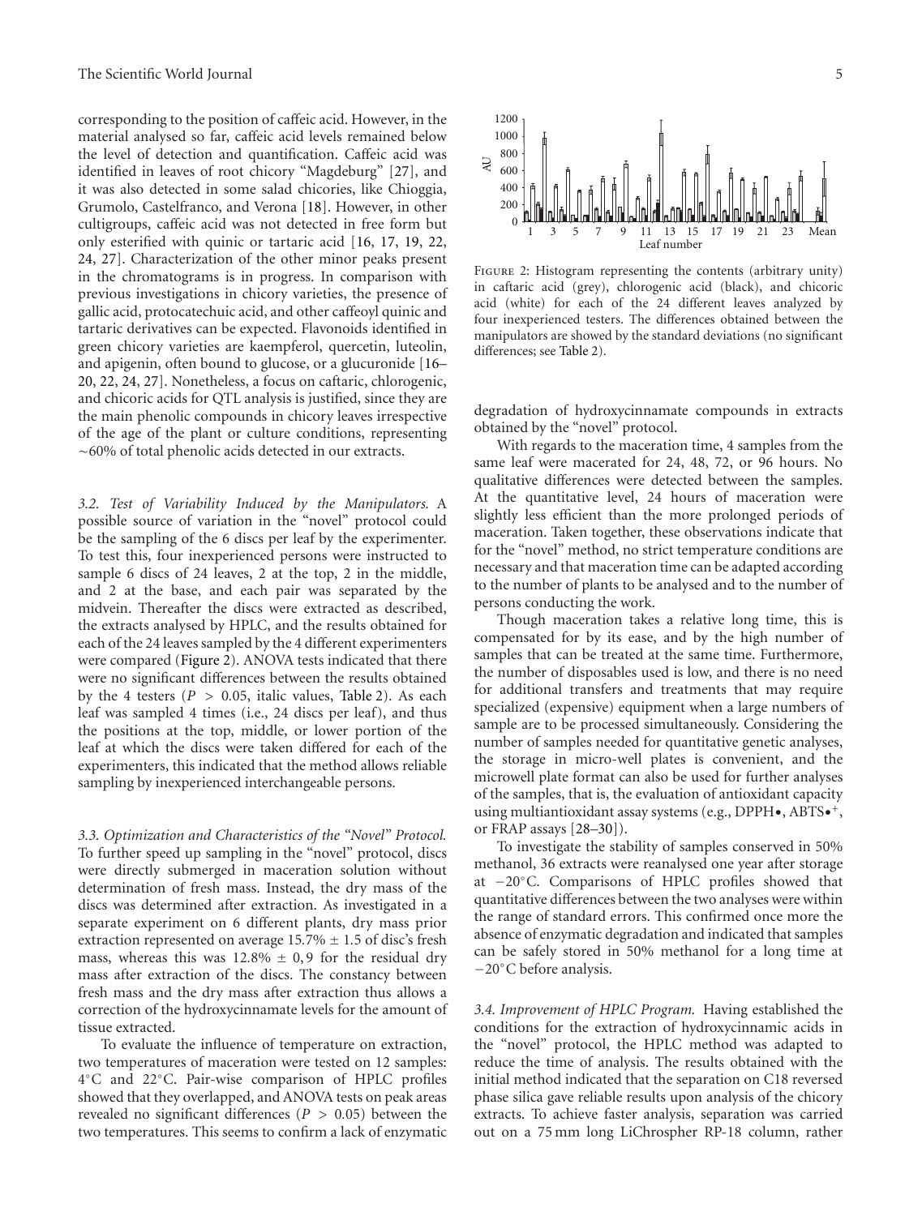corresponding to the position of caffeic acid. However, in the material analysed so far, caffeic acid levels remained below the level of detection and quantification. Caffeic acid was identified in leaves of root chicory "Magdeburg" [27], and it was also detected in some salad chicories, like Chioggia, Grumolo, Castelfranco, and Verona [18]. However, in other cultigroups, caffeic acid was not detected in free form but only esterified with quinic or tartaric acid [16, 17, 19, 22, 24, 27]. Characterization of the other minor peaks present in the chromatograms is in progress. In comparison with previous investigations in chicory varieties, the presence of gallic acid, protocatechuic acid, and other caffeoyl quinic and tartaric derivatives can be expected. Flavonoids identified in green chicory varieties are kaempferol, quercetin, luteolin, and apigenin, often bound to glucose, or a glucuronide [16–20, 22, 24, 27]. Nonetheless, a focus on caftaric, chlorogenic, and chicoric acids for QTL analysis is justified, since they are the main phenolic compounds in chicory leaves irrespective of the age of the plant or culture conditions, representing ~60% of total phenolic acids detected in our extracts.

### 3.2. Test of Variability Induced by the Manipulators

A possible source of variation in the "novel" protocol could be the sampling of the 6 discs per leaf by the experimenter. To test this, four inexperienced persons were instructed to sample 6 discs of 24 leaves, 2 at the top, 2 in the middle, and 2 at the base, and each pair was separated by the midvein. Thereafter the discs were extracted as described, the extracts analysed by HPLC, and the results obtained for each of the 24 leaves sampled by the 4 different experimenters were compared (Figure 2). ANOVA tests indicated that there were no significant differences between the results obtained by the 4 testers ($P > 0.05$, italic values, Table 2). As each leaf was sampled 4 times (i.e., 24 discs per leaf), and thus the positions at the top, middle, or lower portion of the leaf at which the discs were taken differed for each of the experimenters, this indicated that the method allows reliable sampling by inexperienced interchangeable persons.

### 3.3. Optimization and Characteristics of the "Novel" Protocol

To further speed up sampling in the "novel" protocol, discs were directly submerged in maceration solution without determination of fresh mass. Instead, the dry mass of the discs was determined after extraction. As investigated in a separate experiment on 6 different plants, dry mass prior extraction represented on average 15.7% ± 1.5 of disc's fresh mass, whereas this was 12.8% ± 0,9 for the residual dry mass after extraction of the discs. The constancy between fresh mass and the dry mass after extraction thus allows a correction of the hydroxycinnamate levels for the amount of tissue extracted.

To evaluate the influence of temperature on extraction, two temperatures of maceration were tested on 12 samples: 4°C and 22°C. Pair-wise comparison of HPLC profiles showed that they overlapped, and ANOVA tests on peak areas revealed no significant differences ($P > 0.05$) between the two temperatures. This seems to confirm a lack of enzymatic degradation of hydroxycinnamate compounds in extracts obtained by the "novel" protocol.

Figure 2: Histogram representing the contents (arbitrary unity) in caftaric acid (grey), chlorogenic acid (black), and chicoric acid (white) for each of the 24 different leaves analyzed by four inexperienced testers. The differences obtained between the manipulators are showed by the standard deviations (no significant differences; see Table 2).

With regards to the maceration time, 4 samples from the same leaf were macerated for 24, 48, 72, or 96 hours. No qualitative differences were detected between the samples. At the quantitative level, 24 hours of maceration were slightly less efficient than the more prolonged periods of maceration. Taken together, these observations indicate that for the "novel" method, no strict temperature conditions are necessary and that maceration time can be adapted according to the number of plants to be analysed and to the number of persons conducting the work.

Though maceration takes a relative long time, this is compensated for by its ease, and by the high number of samples that can be treated at the same time. Furthermore, the number of disposables used is low, and there is no need for additional transfers and treatments that may require specialized (expensive) equipment when a large numbers of sample are to be processed simultaneously. Considering the number of samples needed for quantitative genetic analyses, the storage in micro-well plates is convenient, and the microwell plate format can also be used for further analyses of the samples, that is, the evaluation of antioxidant capacity using multiantioxidant assay systems (e.g., DPPH•, $ABTS•^{+}$, or FRAP assays [28–30]).

To investigate the stability of samples conserved in 50% methanol, 36 extracts were reanalysed one year after storage at −20°C. Comparisons of HPLC profiles showed that quantitative differences between the two analyses were within the range of standard errors. This confirmed once more the absence of enzymatic degradation and indicated that samples can be safely stored in 50% methanol for a long time at −20°C before analysis.

### 3.4. Improvement of HPLC Program

Having established the conditions for the extraction of hydroxycinnamic acids in the "novel" protocol, the HPLC method was adapted to reduce the time of analysis. The results obtained with the initial method indicated that the separation on C18 reversed phase silica gave reliable results upon analysis of the chicory extracts. To achieve faster analysis, separation was carried out on a 75 mm long LiChrospher RP-18 column, rather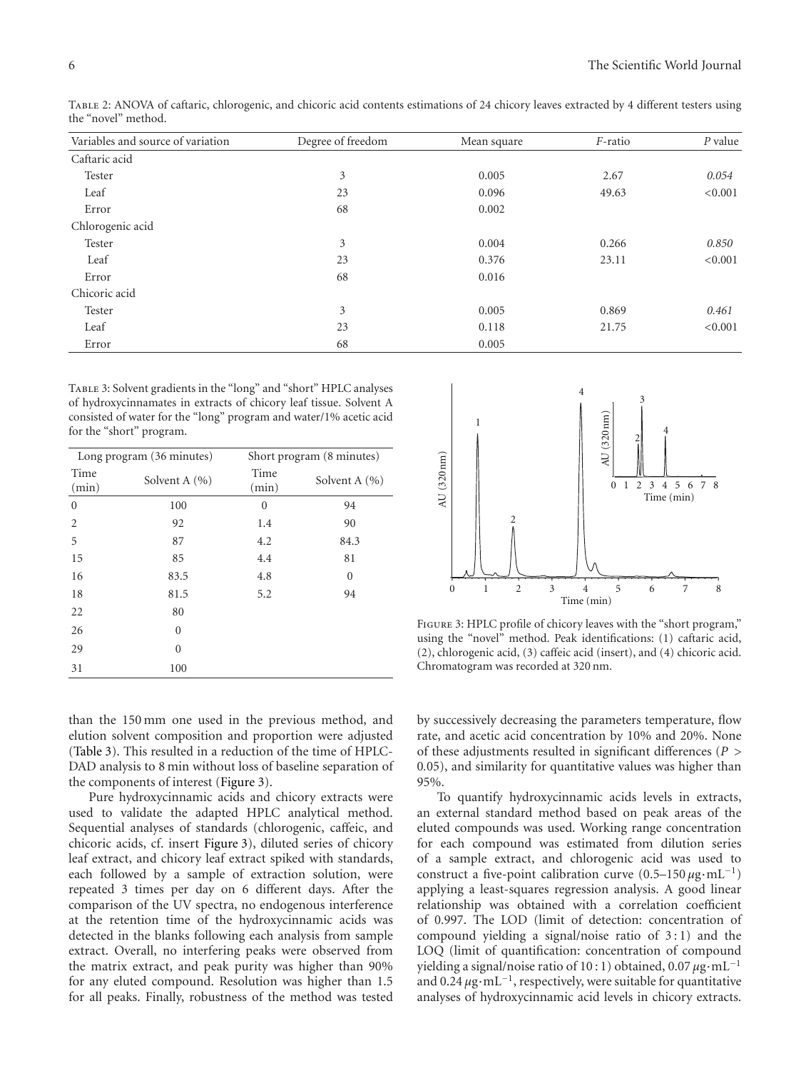Table 2: ANOVA of caftaric, chlorogenic, and chicoric acid contents estimations of 24 chicory leaves extracted by 4 different testers using the "novel" method.

| Variables and source of variation | Degree of freedom | Mean square | *F*-ratio | *P* value |
|---|---|---|---|---|
| Caftaric acid | | | | |
| Tester | 3 | 0.005 | 2.67 | *0.054* |
| Leaf | 23 | 0.096 | 49.63 | <0.001 |
| Error | 68 | 0.002 | | |
| Chlorogenic acid | | | | |
| Tester | 3 | 0.004 | 0.266 | *0.850* |
| Leaf | 23 | 0.376 | 23.11 | <0.001 |
| Error | 68 | 0.016 | | |
| Chicoric acid | | | | |
| Tester | 3 | 0.005 | 0.869 | *0.461* |
| Leaf | 23 | 0.118 | 21.75 | <0.001 |
| Error | 68 | 0.005 | | |

Table 3: Solvent gradients in the "long" and "short" HPLC analyses of hydroxycinnamates in extracts of chicory leaf tissue. Solvent A consisted of water for the "long" program and water/1% acetic acid for the "short" program.

| Long program (36 minutes) | | Short program (8 minutes) | |
|---|---|---|---|
| Time (min) | Solvent A (%) | Time (min) | Solvent A (%) |
| 0 | 100 | 0 | 94 |
| 2 | 92 | 1.4 | 90 |
| 5 | 87 | 4.2 | 84.3 |
| 15 | 85 | 4.4 | 81 |
| 16 | 83.5 | 4.8 | 0 |
| 18 | 81.5 | 5.2 | 94 |
| 22 | 80 | | |
| 26 | 0 | | |
| 29 | 0 | | |
| 31 | 100 | | |

Figure 3: HPLC profile of chicory leaves with the "short program," using the "novel" method. Peak identifications: (1) caftaric acid, (2), chlorogenic acid, (3) caffeic acid (insert), and (4) chicoric acid. Chromatogram was recorded at 320 nm.

than the 150 mm one used in the previous method, and elution solvent composition and proportion were adjusted (Table 3). This resulted in a reduction of the time of HPLC-DAD analysis to 8 min without loss of baseline separation of the components of interest (Figure 3).

Pure hydroxycinnamic acids and chicory extracts were used to validate the adapted HPLC analytical method. Sequential analyses of standards (chlorogenic, caffeic, and chicoric acids, cf. insert Figure 3), diluted series of chicory leaf extract, and chicory leaf extract spiked with standards, each followed by a sample of extraction solution, were repeated 3 times per day on 6 different days. After the comparison of the UV spectra, no endogenous interference at the retention time of the hydroxycinnamic acids was detected in the blanks following each analysis from sample extract. Overall, no interfering peaks were observed from the matrix extract, and peak purity was higher than 90% for any eluted compound. Resolution was higher than 1.5 for all peaks. Finally, robustness of the method was tested by successively decreasing the parameters temperature, flow rate, and acetic acid concentration by 10% and 20%. None of these adjustments resulted in significant differences ($P > 0.05$), and similarity for quantitative values was higher than 95%.

To quantify hydroxycinnamic acids levels in extracts, an external standard method based on peak areas of the eluted compounds was used. Working range concentration for each compound was estimated from dilution series of a sample extract, and chlorogenic acid was used to construct a five-point calibration curve (0.5–150 $\mu g \cdot mL^{-1}$) applying a least-squares regression analysis. A good linear relationship was obtained with a correlation coefficient of 0.997. The LOD (limit of detection: concentration of compound yielding a signal/noise ratio of 3 : 1) and the LOQ (limit of quantification: concentration of compound yielding a signal/noise ratio of 10 : 1) obtained, 0.07 $\mu g \cdot mL^{-1}$ and 0.24 $\mu g \cdot mL^{-1}$, respectively, were suitable for quantitative analyses of hydroxycinnamic acid levels in chicory extracts.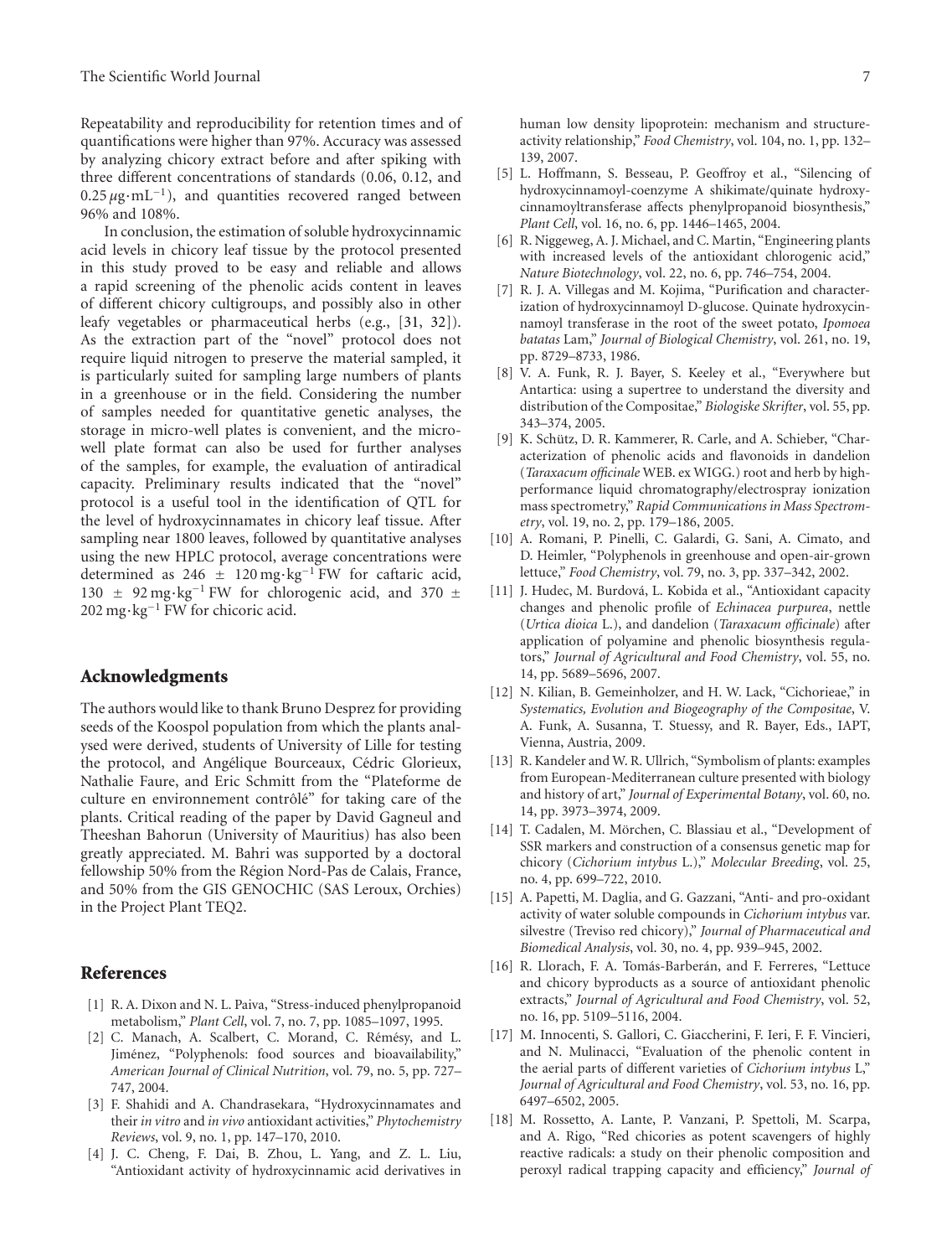Repeatability and reproducibility for retention times and of quantifications were higher than 97%. Accuracy was assessed by analyzing chicory extract before and after spiking with three different concentrations of standards (0.06, 0.12, and $0.25\,\mu g \cdot mL^{-1}$), and quantities recovered ranged between 96% and 108%.

In conclusion, the estimation of soluble hydroxycinnamic acid levels in chicory leaf tissue by the protocol presented in this study proved to be easy and reliable and allows a rapid screening of the phenolic acids content in leaves of different chicory cultigroups, and possibly also in other leafy vegetables or pharmaceutical herbs (e.g., [31, 32]). As the extraction part of the "novel" protocol does not require liquid nitrogen to preserve the material sampled, it is particularly suited for sampling large numbers of plants in a greenhouse or in the field. Considering the number of samples needed for quantitative genetic analyses, the storage in micro-well plates is convenient, and the micro-well plate format can also be used for further analyses of the samples, for example, the evaluation of antiradical capacity. Preliminary results indicated that the "novel" protocol is a useful tool in the identification of QTL for the level of hydroxycinnamates in chicory leaf tissue. After sampling near 1800 leaves, followed by quantitative analyses using the new HPLC protocol, average concentrations were determined as $246 \pm 120\,mg \cdot kg^{-1}$ FW for caftaric acid, $130 \pm 92\,mg \cdot kg^{-1}$ FW for chlorogenic acid, and $370 \pm 202\,mg \cdot kg^{-1}$ FW for chicoric acid.

## Acknowledgments

The authors would like to thank Bruno Desprez for providing seeds of the Koospol population from which the plants analysed were derived, students of University of Lille for testing the protocol, and Angélique Bourceaux, Cédric Glorieux, Nathalie Faure, and Eric Schmitt from the "Plateforme de culture en environnement contrôlé" for taking care of the plants. Critical reading of the paper by David Gagneul and Theeshan Bahorun (University of Mauritius) has also been greatly appreciated. M. Bahri was supported by a doctoral fellowship 50% from the Région Nord-Pas de Calais, France, and 50% from the GIS GENOCHIC (SAS Leroux, Orchies) in the Project Plant TEQ2.

## References

[1] R. A. Dixon and N. L. Paiva, "Stress-induced phenylpropanoid metabolism," *Plant Cell*, vol. 7, no. 7, pp. 1085–1097, 1995.

[2] C. Manach, A. Scalbert, C. Morand, C. Rémésy, and L. Jiménez, "Polyphenols: food sources and bioavailability," *American Journal of Clinical Nutrition*, vol. 79, no. 5, pp. 727–747, 2004.

[3] F. Shahidi and A. Chandrasekara, "Hydroxycinnamates and their *in vitro* and *in vivo* antioxidant activities," *Phytochemistry Reviews*, vol. 9, no. 1, pp. 147–170, 2010.

[4] J. C. Cheng, F. Dai, B. Zhou, L. Yang, and Z. L. Liu, "Antioxidant activity of hydroxycinnamic acid derivatives in human low density lipoprotein: mechanism and structure-activity relationship," *Food Chemistry*, vol. 104, no. 1, pp. 132–139, 2007.

[5] L. Hoffmann, S. Besseau, P. Geoffroy et al., "Silencing of hydroxycinnamoyl-coenzyme A shikimate/quinate hydroxycinnamoyltransferase affects phenylpropanoid biosynthesis," *Plant Cell*, vol. 16, no. 6, pp. 1446–1465, 2004.

[6] R. Niggeweg, A. J. Michael, and C. Martin, "Engineering plants with increased levels of the antioxidant chlorogenic acid," *Nature Biotechnology*, vol. 22, no. 6, pp. 746–754, 2004.

[7] R. J. A. Villegas and M. Kojima, "Purification and characterization of hydroxycinnamoyl D-glucose. Quinate hydroxycinnamoyl transferase in the root of the sweet potato, *Ipomoea batatas* Lam," *Journal of Biological Chemistry*, vol. 261, no. 19, pp. 8729–8733, 1986.

[8] V. A. Funk, R. J. Bayer, S. Keeley et al., "Everywhere but Antartica: using a supertree to understand the diversity and distribution of the Compositae," *Biologiske Skrifter*, vol. 55, pp. 343–374, 2005.

[9] K. Schütz, D. R. Kammerer, R. Carle, and A. Schieber, "Characterization of phenolic acids and flavonoids in dandelion (*Taraxacum officinale* WEB. ex WIGG.) root and herb by high-performance liquid chromatography/electrospray ionization mass spectrometry," *Rapid Communications in Mass Spectrometry*, vol. 19, no. 2, pp. 179–186, 2005.

[10] A. Romani, P. Pinelli, C. Galardi, G. Sani, A. Cimato, and D. Heimler, "Polyphenols in greenhouse and open-air-grown lettuce," *Food Chemistry*, vol. 79, no. 3, pp. 337–342, 2002.

[11] J. Hudec, M. Burdová, L. Kobida et al., "Antioxidant capacity changes and phenolic profile of *Echinacea purpurea*, nettle (*Urtica dioica* L.), and dandelion (*Taraxacum officinale*) after application of polyamine and phenolic biosynthesis regulators," *Journal of Agricultural and Food Chemistry*, vol. 55, no. 14, pp. 5689–5696, 2007.

[12] N. Kilian, B. Gemeinholzer, and H. W. Lack, "Cichorieae," in *Systematics, Evolution and Biogeography of the Compositae*, V. A. Funk, A. Susanna, T. Stuessy, and R. Bayer, Eds., IAPT, Vienna, Austria, 2009.

[13] R. Kandeler and W. R. Ullrich, "Symbolism of plants: examples from European-Mediterranean culture presented with biology and history of art," *Journal of Experimental Botany*, vol. 60, no. 14, pp. 3973–3974, 2009.

[14] T. Cadalen, M. Mörchen, C. Blassiau et al., "Development of SSR markers and construction of a consensus genetic map for chicory (*Cichorium intybus* L.)," *Molecular Breeding*, vol. 25, no. 4, pp. 699–722, 2010.

[15] A. Papetti, M. Daglia, and G. Gazzani, "Anti- and pro-oxidant activity of water soluble compounds in *Cichorium intybus* var. silvestre (Treviso red chicory)," *Journal of Pharmaceutical and Biomedical Analysis*, vol. 30, no. 4, pp. 939–945, 2002.

[16] R. Llorach, F. A. Tomás-Barberán, and F. Ferreres, "Lettuce and chicory byproducts as a source of antioxidant phenolic extracts," *Journal of Agricultural and Food Chemistry*, vol. 52, no. 16, pp. 5109–5116, 2004.

[17] M. Innocenti, S. Gallori, C. Giaccherini, F. Ieri, F. F. Vincieri, and N. Mulinacci, "Evaluation of the phenolic content in the aerial parts of different varieties of *Cichorium intybus* L," *Journal of Agricultural and Food Chemistry*, vol. 53, no. 16, pp. 6497–6502, 2005.

[18] M. Rossetto, A. Lante, P. Vanzani, P. Spettoli, M. Scarpa, and A. Rigo, "Red chicories as potent scavengers of highly reactive radicals: a study on their phenolic composition and peroxyl radical trapping capacity and efficiency," *Journal of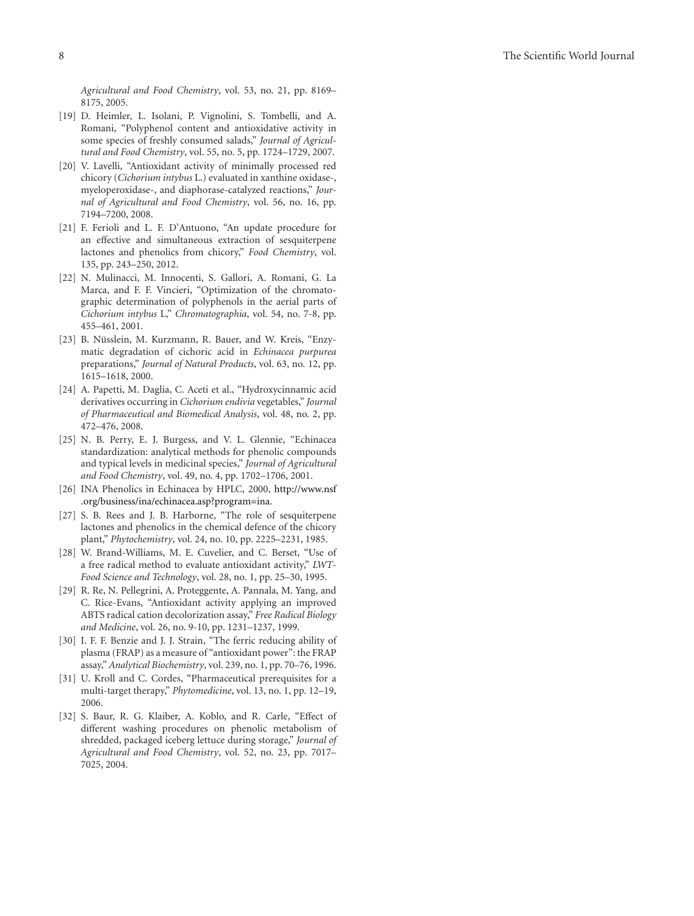*Agricultural and Food Chemistry*, vol. 53, no. 21, pp. 8169–8175, 2005.

[19] D. Heimler, L. Isolani, P. Vignolini, S. Tombelli, and A. Romani, "Polyphenol content and antioxidative activity in some species of freshly consumed salads," *Journal of Agricultural and Food Chemistry*, vol. 55, no. 5, pp. 1724–1729, 2007.

[20] V. Lavelli, "Antioxidant activity of minimally processed red chicory (*Cichorium intybus* L.) evaluated in xanthine oxidase-, myeloperoxidase-, and diaphorase-catalyzed reactions," *Journal of Agricultural and Food Chemistry*, vol. 56, no. 16, pp. 7194–7200, 2008.

[21] F. Ferioli and L. F. D'Antuono, "An update procedure for an effective and simultaneous extraction of sesquiterpene lactones and phenolics from chicory," *Food Chemistry*, vol. 135, pp. 243–250, 2012.

[22] N. Mulinacci, M. Innocenti, S. Gallori, A. Romani, G. La Marca, and F. F. Vincieri, "Optimization of the chromatographic determination of polyphenols in the aerial parts of *Cichorium intybus* L," *Chromatographia*, vol. 54, no. 7-8, pp. 455–461, 2001.

[23] B. Nüsslein, M. Kurzmann, R. Bauer, and W. Kreis, "Enzymatic degradation of cichoric acid in *Echinacea purpurea* preparations," *Journal of Natural Products*, vol. 63, no. 12, pp. 1615–1618, 2000.

[24] A. Papetti, M. Daglia, C. Aceti et al., "Hydroxycinnamic acid derivatives occurring in *Cichorium endivia* vegetables," *Journal of Pharmaceutical and Biomedical Analysis*, vol. 48, no. 2, pp. 472–476, 2008.

[25] N. B. Perry, E. J. Burgess, and V. L. Glennie, "Echinacea standardization: analytical methods for phenolic compounds and typical levels in medicinal species," *Journal of Agricultural and Food Chemistry*, vol. 49, no. 4, pp. 1702–1706, 2001.

[26] INA Phenolics in Echinacea by HPLC, 2000, http://www.nsf.org/business/ina/echinacea.asp?program=ina.

[27] S. B. Rees and J. B. Harborne, "The role of sesquiterpene lactones and phenolics in the chemical defence of the chicory plant," *Phytochemistry*, vol. 24, no. 10, pp. 2225–2231, 1985.

[28] W. Brand-Williams, M. E. Cuvelier, and C. Berset, "Use of a free radical method to evaluate antioxidant activity," *LWT-Food Science and Technology*, vol. 28, no. 1, pp. 25–30, 1995.

[29] R. Re, N. Pellegrini, A. Proteggente, A. Pannala, M. Yang, and C. Rice-Evans, "Antioxidant activity applying an improved ABTS radical cation decolorization assay," *Free Radical Biology and Medicine*, vol. 26, no. 9-10, pp. 1231–1237, 1999.

[30] I. F. F. Benzie and J. J. Strain, "The ferric reducing ability of plasma (FRAP) as a measure of "antioxidant power": the FRAP assay," *Analytical Biochemistry*, vol. 239, no. 1, pp. 70–76, 1996.

[31] U. Kroll and C. Cordes, "Pharmaceutical prerequisites for a multi-target therapy," *Phytomedicine*, vol. 13, no. 1, pp. 12–19, 2006.

[32] S. Baur, R. G. Klaiber, A. Koblo, and R. Carle, "Effect of different washing procedures on phenolic metabolism of shredded, packaged iceberg lettuce during storage," *Journal of Agricultural and Food Chemistry*, vol. 52, no. 23, pp. 7017–7025, 2004.